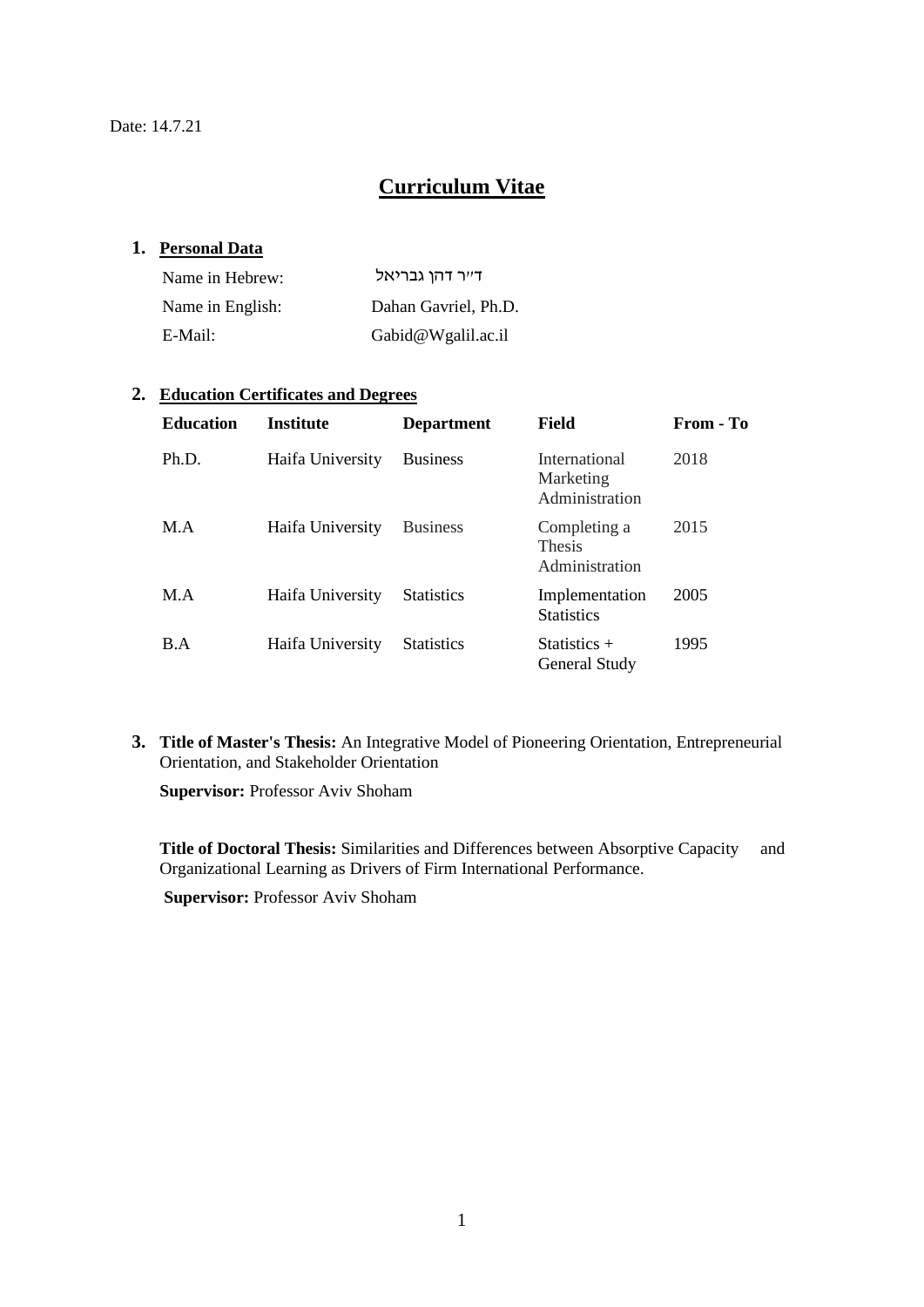Date: 14.7.21

# Curriculum Vitae

## 1. Personal Data

| | |
|---|---|
| Name in Hebrew: | ד"ר דהן גבריאל |
| Name in English: | Dahan Gavriel, Ph.D. |
| E-Mail: | Gabid@Wgalil.ac.il |

## 2. Education Certificates and Degrees

| Education | Institute | Department | Field | From - To |
|---|---|---|---|---|
| Ph.D. | Haifa University | Business | International Marketing Administration | 2018 |
| M.A | Haifa University | Business | Completing a Thesis Administration | 2015 |
| M.A | Haifa University | Statistics | Implementation Statistics | 2005 |
| B.A | Haifa University | Statistics | Statistics + General Study | 1995 |

## 3. Title of Master's Thesis:

**Title of Master's Thesis:** An Integrative Model of Pioneering Orientation, Entrepreneurial Orientation, and Stakeholder Orientation

**Supervisor:** Professor Aviv Shoham

**Title of Doctoral Thesis:** Similarities and Differences between Absorptive Capacity and Organizational Learning as Drivers of Firm International Performance.

**Supervisor:** Professor Aviv Shoham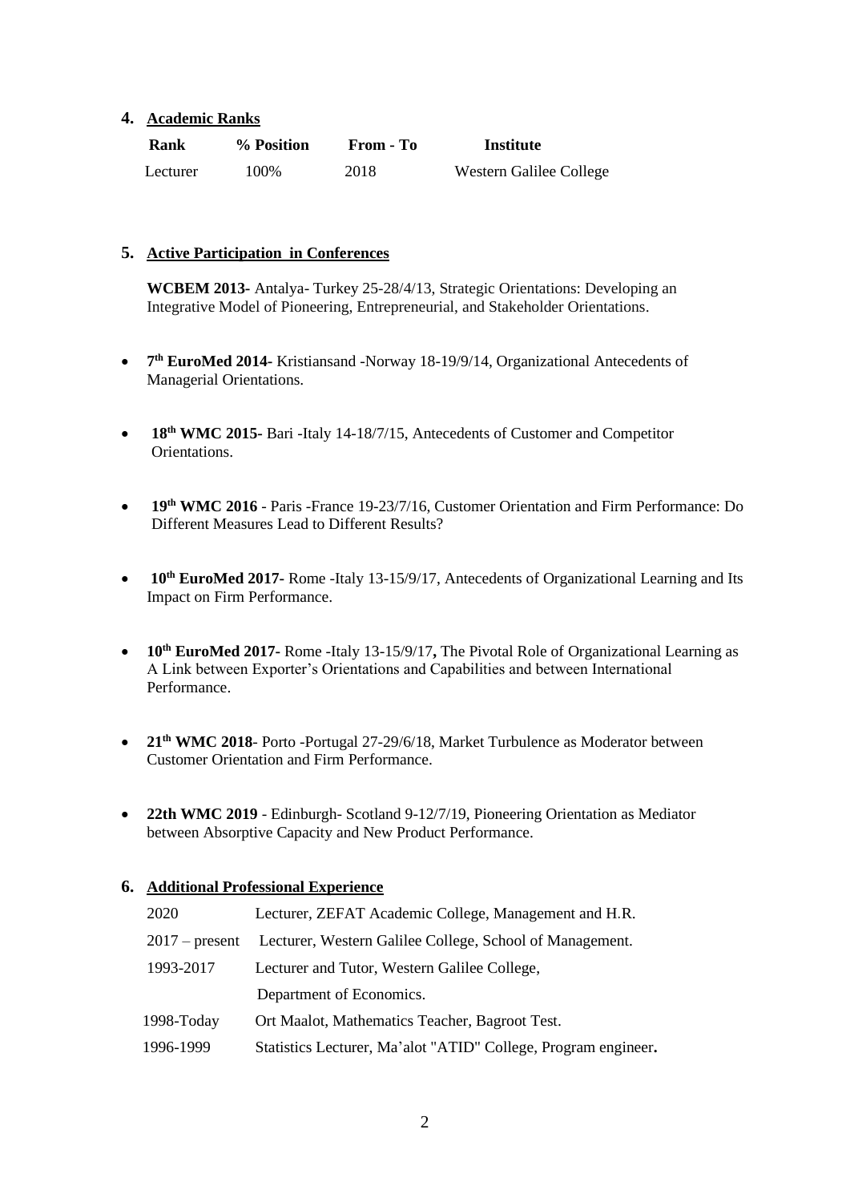## 4. Academic Ranks

| Rank | % Position | From - To | Institute |
|---|---|---|---|
| Lecturer | 100% | 2018 | Western Galilee College |

## 5. Active Participation in Conferences

**WCBEM 2013**- Antalya- Turkey 25-28/4/13, Strategic Orientations: Developing an Integrative Model of Pioneering, Entrepreneurial, and Stakeholder Orientations.

- **7th EuroMed 2014-** Kristiansand -Norway 18-19/9/14, Organizational Antecedents of Managerial Orientations.
- **18th WMC 2015-** Bari -Italy 14-18/7/15, Antecedents of Customer and Competitor Orientations.
- **19th WMC 2016** - Paris -France 19-23/7/16, Customer Orientation and Firm Performance: Do Different Measures Lead to Different Results?
- **10th EuroMed 2017-** Rome -Italy 13-15/9/17, Antecedents of Organizational Learning and Its Impact on Firm Performance.
- **10th EuroMed 2017-** Rome -Italy 13-15/9/17**,** The Pivotal Role of Organizational Learning as A Link between Exporter's Orientations and Capabilities and between International Performance.
- **21th WMC 2018**- Porto -Portugal 27-29/6/18, Market Turbulence as Moderator between Customer Orientation and Firm Performance.
- **22th WMC 2019** - Edinburgh- Scotland 9-12/7/19, Pioneering Orientation as Mediator between Absorptive Capacity and New Product Performance.

## 6. Additional Professional Experience

| | |
|---|---|
| 2020 | Lecturer, ZEFAT Academic College, Management and H.R. |
| 2017 – present | Lecturer, Western Galilee College, School of Management. |
| 1993-2017 | Lecturer and Tutor, Western Galilee College, Department of Economics. |
| 1998-Today | Ort Maalot, Mathematics Teacher, Bagroot Test. |
| 1996-1999 | Statistics Lecturer, Ma'alot "ATID" College, Program engineer**.** |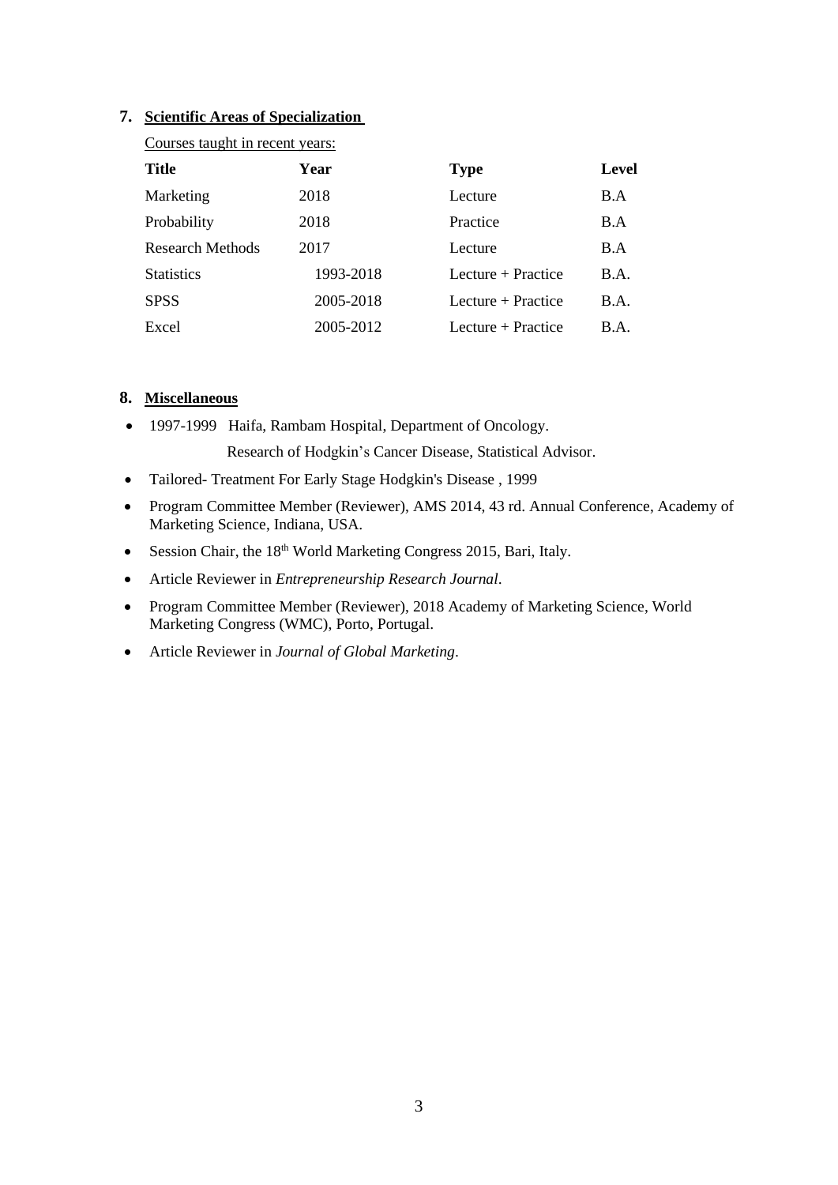## 7. Scientific Areas of Specialization

Courses taught in recent years:

| Title | Year | Type | Level |
|---|---|---|---|
| Marketing | 2018 | Lecture | B.A |
| Probability | 2018 | Practice | B.A |
| Research Methods | 2017 | Lecture | B.A |
| Statistics | 1993-2018 | Lecture + Practice | B.A. |
| SPSS | 2005-2018 | Lecture + Practice | B.A. |
| Excel | 2005-2012 | Lecture + Practice | B.A. |

## 8. Miscellaneous

- 1997-1999 Haifa, Rambam Hospital, Department of Oncology.
  Research of Hodgkin's Cancer Disease, Statistical Advisor.
- Tailored- Treatment For Early Stage Hodgkin's Disease , 1999
- Program Committee Member (Reviewer), AMS 2014, 43 rd. Annual Conference, Academy of Marketing Science, Indiana, USA.
- Session Chair, the 18th World Marketing Congress 2015, Bari, Italy.
- Article Reviewer in *Entrepreneurship Research Journal*.
- Program Committee Member (Reviewer), 2018 Academy of Marketing Science, World Marketing Congress (WMC), Porto, Portugal.
- Article Reviewer in *Journal of Global Marketing*.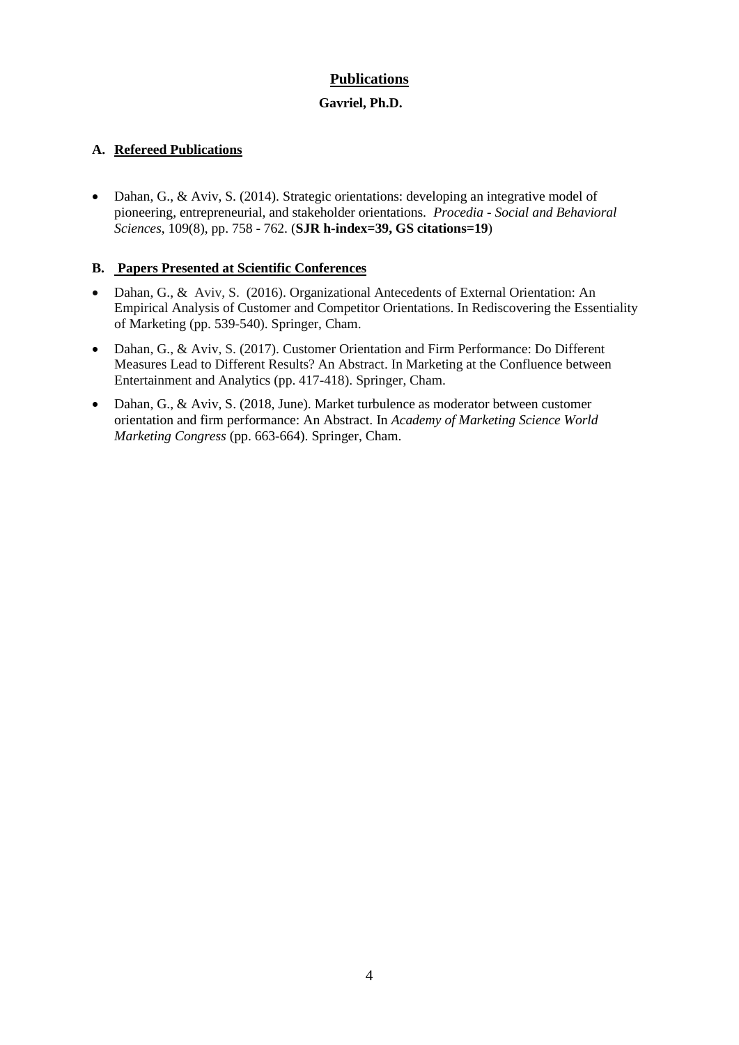# Publications

**Gavriel, Ph.D.**

## A. Refereed Publications

- Dahan, G., & Aviv, S. (2014). Strategic orientations: developing an integrative model of pioneering, entrepreneurial, and stakeholder orientations. *Procedia - Social and Behavioral Sciences*, 109(8), pp. 758 - 762. (**SJR h-index=39, GS citations=19**)

## B. Papers Presented at Scientific Conferences

- Dahan, G., & Aviv, S. (2016). Organizational Antecedents of External Orientation: An Empirical Analysis of Customer and Competitor Orientations. In Rediscovering the Essentiality of Marketing (pp. 539-540). Springer, Cham.
- Dahan, G., & Aviv, S. (2017). Customer Orientation and Firm Performance: Do Different Measures Lead to Different Results? An Abstract. In Marketing at the Confluence between Entertainment and Analytics (pp. 417-418). Springer, Cham.
- Dahan, G., & Aviv, S. (2018, June). Market turbulence as moderator between customer orientation and firm performance: An Abstract. In *Academy of Marketing Science World Marketing Congress* (pp. 663-664). Springer, Cham.